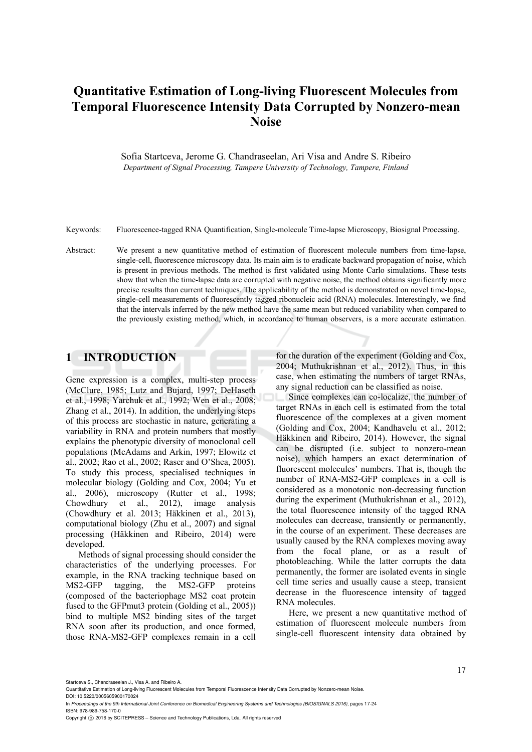# Quantitative Estimation of Long-living Fluorescent Molecules from Temporal Fluorescence Intensity Data Corrupted by Nonzero-mean Noise

Sofia Startceva, Jerome G. Chandraseelan, Ari Visa and Andre S. Ribeiro

*Department of Signal Processing, Tampere University of Technology, Tampere, Finland*

Keywords: Fluorescence-tagged RNA Quantification, Single-molecule Time-lapse Microscopy, Biosignal Processing.

Abstract: We present a new quantitative method of estimation of fluorescent molecule numbers from time-lapse, single-cell, fluorescence microscopy data. Its main aim is to eradicate backward propagation of noise, which is present in previous methods. The method is first validated using Monte Carlo simulations. These tests show that when the time-lapse data are corrupted with negative noise, the method obtains significantly more precise results than current techniques. The applicability of the method is demonstrated on novel time-lapse, single-cell measurements of fluorescently tagged ribonucleic acid (RNA) molecules. Interestingly, we find that the intervals inferred by the new method have the same mean but reduced variability when compared to the previously existing method, which, in accordance to human observers, is a more accurate estimation.

## 1 INTRODUCTION

Gene expression is a complex, multi-step process (McClure, 1985; Lutz and Bujard, 1997; DeHaseth et al., 1998; Yarchuk et al., 1992; Wen et al., 2008; Zhang et al., 2014). In addition, the underlying steps of this process are stochastic in nature, generating a variability in RNA and protein numbers that mostly explains the phenotypic diversity of monoclonal cell populations (McAdams and Arkin, 1997; Elowitz et al., 2002; Rao et al., 2002; Raser and O'Shea, 2005). To study this process, specialised techniques in molecular biology (Golding and Cox, 2004; Yu et al., 2006), microscopy (Rutter et al., 1998; Chowdhury et al., 2012), image analysis (Chowdhury et al. 2013; Häkkinen et al., 2013), computational biology (Zhu et al., 2007) and signal processing (Häkkinen and Ribeiro, 2014) were developed.

Methods of signal processing should consider the characteristics of the underlying processes. For example, in the RNA tracking technique based on MS2-GFP tagging, the MS2-GFP proteins (composed of the bacteriophage MS2 coat protein fused to the GFPmut3 protein (Golding et al., 2005)) bind to multiple MS2 binding sites of the target RNA soon after its production, and once formed, those RNA-MS2-GFP complexes remain in a cell for the duration of the experiment (Golding and Cox, 2004; Muthukrishnan et al., 2012). Thus, in this case, when estimating the numbers of target RNAs, any signal reduction can be classified as noise.

Since complexes can co-localize, the number of target RNAs in each cell is estimated from the total fluorescence of the complexes at a given moment (Golding and Cox, 2004; Kandhavelu et al., 2012; Häkkinen and Ribeiro, 2014). However, the signal can be disrupted (i.e. subject to nonzero-mean noise), which hampers an exact determination of fluorescent molecules' numbers. That is, though the number of RNA-MS2-GFP complexes in a cell is considered as a monotonic non-decreasing function during the experiment (Muthukrishnan et al., 2012), the total fluorescence intensity of the tagged RNA molecules can decrease, transiently or permanently, in the course of an experiment. These decreases are usually caused by the RNA complexes moving away from the focal plane, or as a result of photobleaching. While the latter corrupts the data permanently, the former are isolated events in single cell time series and usually cause a steep, transient decrease in the fluorescence intensity of tagged RNA molecules.

Here, we present a new quantitative method of estimation of fluorescent molecule numbers from single-cell fluorescent intensity data obtained by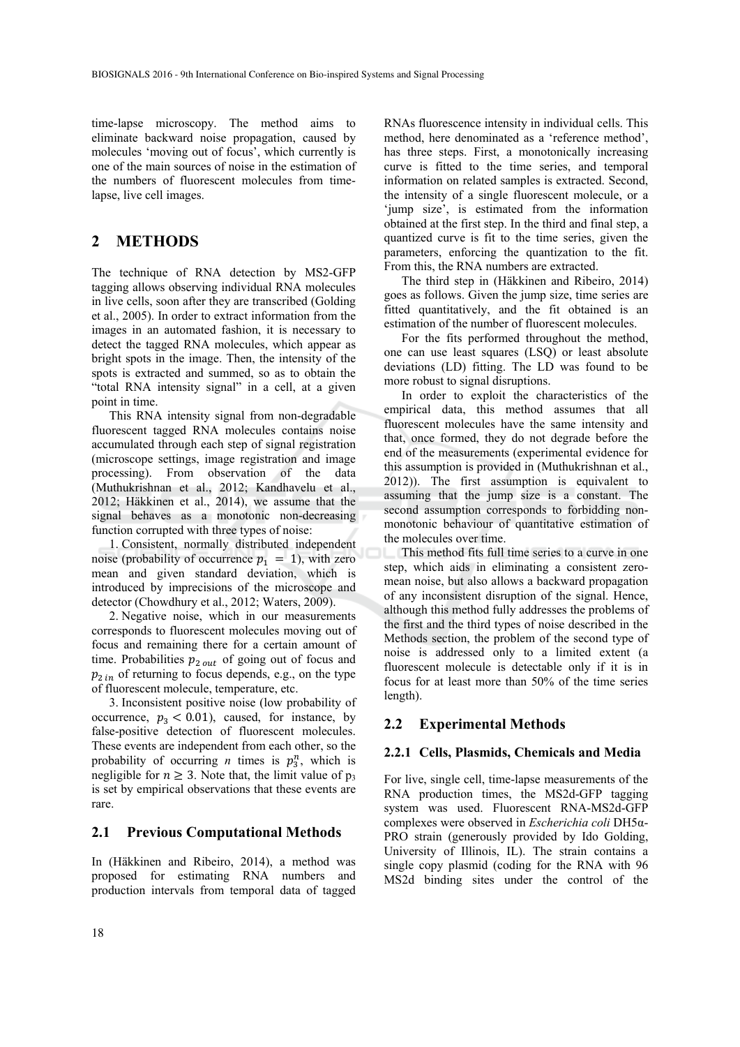time-lapse microscopy. The method aims to eliminate backward noise propagation, caused by molecules 'moving out of focus', which currently is one of the main sources of noise in the estimation of the numbers of fluorescent molecules from time-lapse, live cell images.

## 2 METHODS

The technique of RNA detection by MS2-GFP tagging allows observing individual RNA molecules in live cells, soon after they are transcribed (Golding et al., 2005). In order to extract information from the images in an automated fashion, it is necessary to detect the tagged RNA molecules, which appear as bright spots in the image. Then, the intensity of the spots is extracted and summed, so as to obtain the "total RNA intensity signal" in a cell, at a given point in time.

This RNA intensity signal from non-degradable fluorescent tagged RNA molecules contains noise accumulated through each step of signal registration (microscope settings, image registration and image processing). From observation of the data (Muthukrishnan et al., 2012; Kandhavelu et al., 2012; Häkkinen et al., 2014), we assume that the signal behaves as a monotonic non-decreasing function corrupted with three types of noise:

1. Consistent, normally distributed independent noise (probability of occurrence $p_1 = 1$), with zero mean and given standard deviation, which is introduced by imprecisions of the microscope and detector (Chowdhury et al., 2012; Waters, 2009).

2. Negative noise, which in our measurements corresponds to fluorescent molecules moving out of focus and remaining there for a certain amount of time. Probabilities $p_{2\,out}$ of going out of focus and $p_{2\,in}$ of returning to focus depends, e.g., on the type of fluorescent molecule, temperature, etc.

3. Inconsistent positive noise (low probability of occurrence, $p_3 < 0.01$), caused, for instance, by false-positive detection of fluorescent molecules. These events are independent from each other, so the probability of occurring *n* times is $p_3^n$, which is negligible for $n \geq 3$. Note that, the limit value of $p_3$ is set by empirical observations that these events are rare.

### 2.1 Previous Computational Methods

In (Häkkinen and Ribeiro, 2014), a method was proposed for estimating RNA numbers and production intervals from temporal data of tagged RNAs fluorescence intensity in individual cells. This method, here denominated as a 'reference method', has three steps. First, a monotonically increasing curve is fitted to the time series, and temporal information on related samples is extracted. Second, the intensity of a single fluorescent molecule, or a 'jump size', is estimated from the information obtained at the first step. In the third and final step, a quantized curve is fit to the time series, given the parameters, enforcing the quantization to the fit. From this, the RNA numbers are extracted.

The third step in (Häkkinen and Ribeiro, 2014) goes as follows. Given the jump size, time series are fitted quantitatively, and the fit obtained is an estimation of the number of fluorescent molecules.

For the fits performed throughout the method, one can use least squares (LSQ) or least absolute deviations (LD) fitting. The LD was found to be more robust to signal disruptions.

In order to exploit the characteristics of the empirical data, this method assumes that all fluorescent molecules have the same intensity and that, once formed, they do not degrade before the end of the measurements (experimental evidence for this assumption is provided in (Muthukrishnan et al., 2012)). The first assumption is equivalent to assuming that the jump size is a constant. The second assumption corresponds to forbidding non-monotonic behaviour of quantitative estimation of the molecules over time.

This method fits full time series to a curve in one step, which aids in eliminating a consistent zero-mean noise, but also allows a backward propagation of any inconsistent disruption of the signal. Hence, although this method fully addresses the problems of the first and the third types of noise described in the Methods section, the problem of the second type of noise is addressed only to a limited extent (a fluorescent molecule is detectable only if it is in focus for at least more than 50% of the time series length).

### 2.2 Experimental Methods

#### 2.2.1 Cells, Plasmids, Chemicals and Media

For live, single cell, time-lapse measurements of the RNA production times, the MS2d-GFP tagging system was used. Fluorescent RNA-MS2d-GFP complexes were observed in *Escherichia coli* DH5α-PRO strain (generously provided by Ido Golding, University of Illinois, IL). The strain contains a single copy plasmid (coding for the RNA with 96 MS2d binding sites under the control of the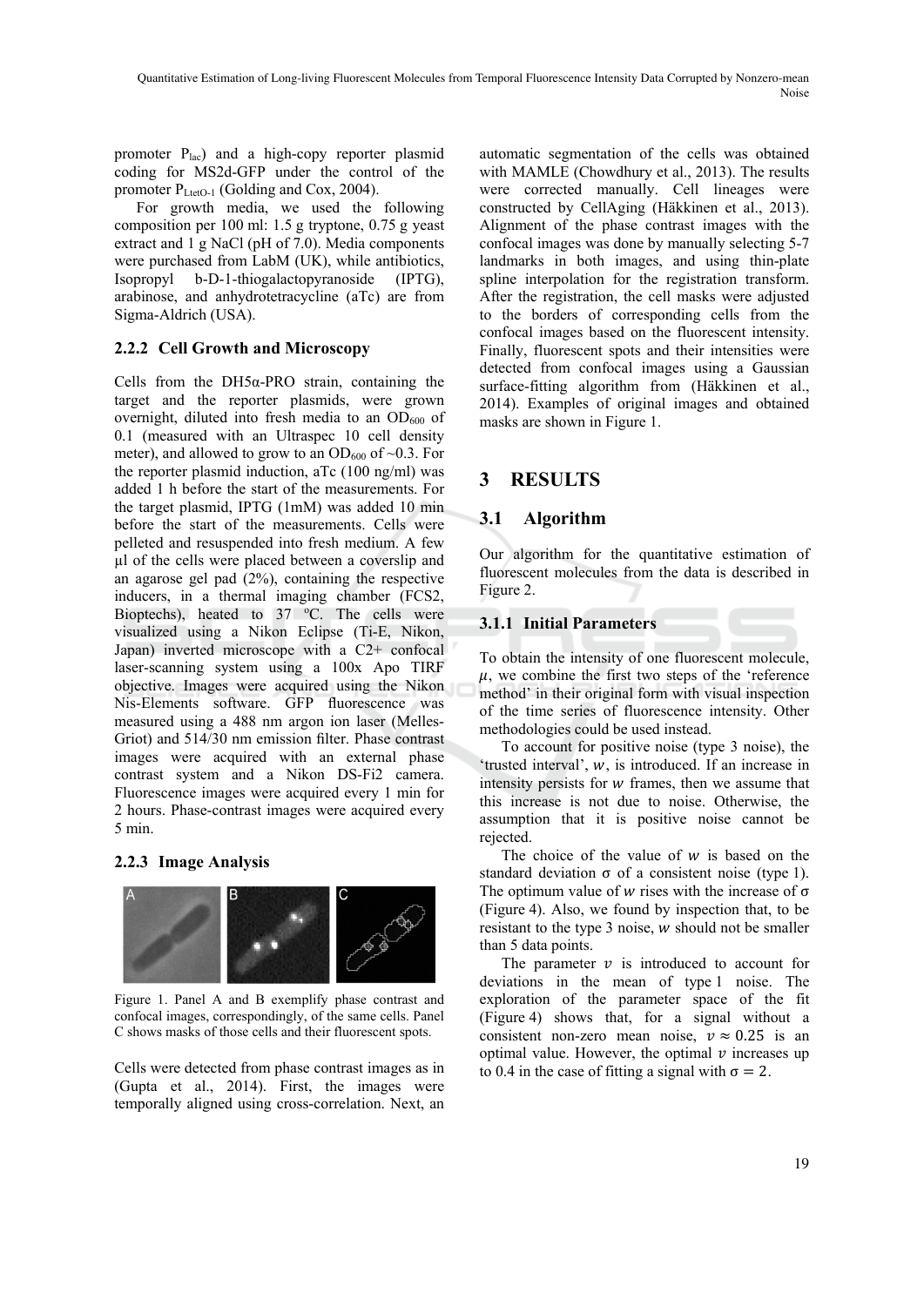promoter $P_{lac}$) and a high-copy reporter plasmid coding for MS2d-GFP under the control of the promoter $P_{LtetO-1}$ (Golding and Cox, 2004).

For growth media, we used the following composition per 100 ml: 1.5 g tryptone, 0.75 g yeast extract and 1 g NaCl (pH of 7.0). Media components were purchased from LabM (UK), while antibiotics, Isopropyl b-D-1-thiogalactopyranoside (IPTG), arabinose, and anhydrotetracycline (aTc) are from Sigma-Aldrich (USA).

### 2.2.2 Cell Growth and Microscopy

Cells from the DH5α-PRO strain, containing the target and the reporter plasmids, were grown overnight, diluted into fresh media to an $OD_{600}$ of 0.1 (measured with an Ultraspec 10 cell density meter), and allowed to grow to an $OD_{600}$ of ~0.3. For the reporter plasmid induction, aTc (100 ng/ml) was added 1 h before the start of the measurements. For the target plasmid, IPTG (1mM) was added 10 min before the start of the measurements. Cells were pelleted and resuspended into fresh medium. A few µl of the cells were placed between a coverslip and an agarose gel pad (2%), containing the respective inducers, in a thermal imaging chamber (FCS2, Bioptechs), heated to 37 ºC. The cells were visualized using a Nikon Eclipse (Ti-E, Nikon, Japan) inverted microscope with a C2+ confocal laser-scanning system using a 100x Apo TIRF objective. Images were acquired using the Nikon Nis-Elements software. GFP fluorescence was measured using a 488 nm argon ion laser (Melles-Griot) and 514/30 nm emission filter. Phase contrast images were acquired with an external phase contrast system and a Nikon DS-Fi2 camera. Fluorescence images were acquired every 1 min for 2 hours. Phase-contrast images were acquired every 5 min.

### 2.2.3 Image Analysis

Figure 1. Panel A and B exemplify phase contrast and confocal images, correspondingly, of the same cells. Panel C shows masks of those cells and their fluorescent spots.

Cells were detected from phase contrast images as in (Gupta et al., 2014). First, the images were temporally aligned using cross-correlation. Next, an automatic segmentation of the cells was obtained with MAMLE (Chowdhury et al., 2013). The results were corrected manually. Cell lineages were constructed by CellAging (Häkkinen et al., 2013). Alignment of the phase contrast images with the confocal images was done by manually selecting 5-7 landmarks in both images, and using thin-plate spline interpolation for the registration transform. After the registration, the cell masks were adjusted to the borders of corresponding cells from the confocal images based on the fluorescent intensity. Finally, fluorescent spots and their intensities were detected from confocal images using a Gaussian surface-fitting algorithm from (Häkkinen et al., 2014). Examples of original images and obtained masks are shown in Figure 1.

# 3 RESULTS

## 3.1 Algorithm

Our algorithm for the quantitative estimation of fluorescent molecules from the data is described in Figure 2.

### 3.1.1 Initial Parameters

To obtain the intensity of one fluorescent molecule, $\mu$, we combine the first two steps of the 'reference method' in their original form with visual inspection of the time series of fluorescence intensity. Other methodologies could be used instead.

To account for positive noise (type 3 noise), the 'trusted interval', $w$, is introduced. If an increase in intensity persists for $w$ frames, then we assume that this increase is not due to noise. Otherwise, the assumption that it is positive noise cannot be rejected.

The choice of the value of $w$ is based on the standard deviation $\sigma$ of a consistent noise (type 1). The optimum value of $w$ rises with the increase of $\sigma$ (Figure 4). Also, we found by inspection that, to be resistant to the type 3 noise, $w$ should not be smaller than 5 data points.

The parameter $v$ is introduced to account for deviations in the mean of type 1 noise. The exploration of the parameter space of the fit (Figure 4) shows that, for a signal without a consistent non-zero mean noise, $v \approx 0.25$ is an optimal value. However, the optimal $v$ increases up to 0.4 in the case of fitting a signal with $\sigma = 2$.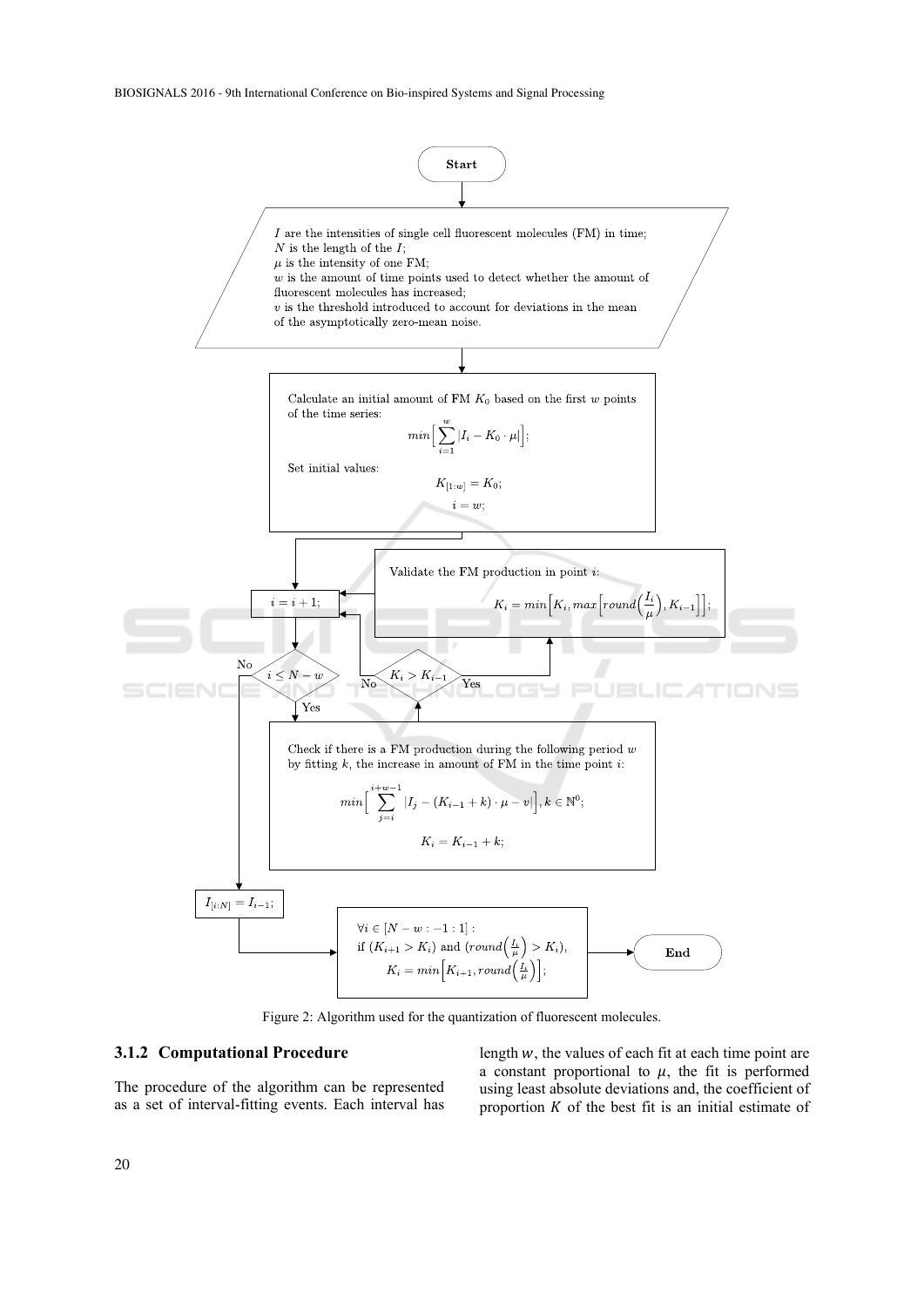Start

$I$ are the intensities of single cell fluorescent molecules (FM) in time;
$N$ is the length of the $I$;
$\mu$ is the intensity of one FM;
$w$ is the amount of time points used to detect whether the amount of fluorescent molecules has increased;
$v$ is the threshold introduced to account for deviations in the mean of the asymptotically zero-mean noise.

Calculate an initial amount of FM $K_0$ based on the first $w$ points of the time series:

$$min\Big[\sum_{i=1}^{w} |I_i - K_0 \cdot \mu|\Big];$$

Set initial values:

$$K_{[1:w]} = K_0;$$

$$i = w;$$

$i = i + 1;$

$i \leq N - w$ (Yes / No)

Check if there is a FM production during the following period $w$ by fitting $k$, the increase in amount of FM in the time point $i$:

$$min\Big[\sum_{j=i}^{i+w-1} |I_j - (K_{i-1} + k) \cdot \mu - v|\Big], k \in \mathbb{N}^0;$$

$$K_i = K_{i-1} + k;$$

$K_i > K_{i-1}$ (Yes / No)

Validate the FM production in point $i$:

$$K_i = min\Big[K_i, max\Big[round\Big(\frac{I_i}{\mu}\Big), K_{i-1}\Big]\Big];$$

$I_{[i:N]} = I_{i-1};$

$\forall i \in [N - w : -1 : 1]$ :
if $(K_{i+1} > K_i)$ and $(round\big(\frac{I_i}{\mu}\big) > K_i)$,
$K_i = min\Big[K_{i+1}, round\Big(\frac{I_i}{\mu}\Big)\Big];$

End

Figure 2: Algorithm used for the quantization of fluorescent molecules.

#### 3.1.2 Computational Procedure

The procedure of the algorithm can be represented as a set of interval-fitting events. Each interval has length $w$, the values of each fit at each time point are a constant proportional to $\mu$, the fit is performed using least absolute deviations and, the coefficient of proportion $K$ of the best fit is an initial estimate of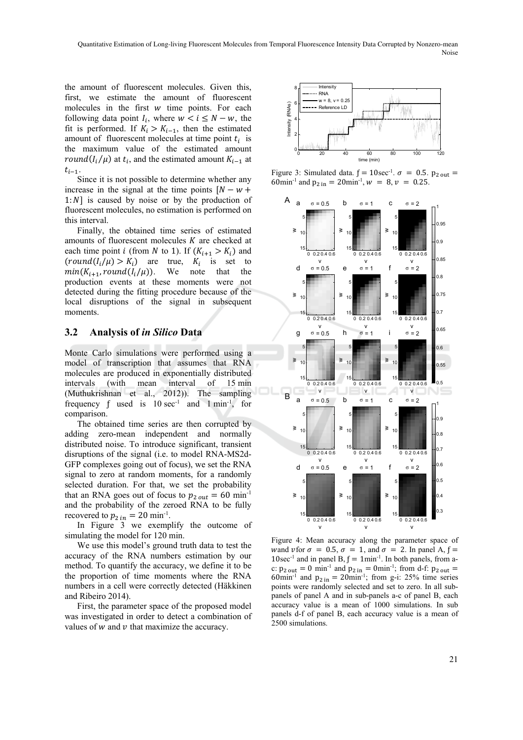the amount of fluorescent molecules. Given this, first, we estimate the amount of fluorescent molecules in the first $w$ time points. For each following data point $I_i$, where $w < i \leq N - w$, the fit is performed. If $K_i > K_{i-1}$, then the estimated amount of fluorescent molecules at time point $t_i$ is the maximum value of the estimated amount $round(I_i/\mu)$ at $t_i$, and the estimated amount $K_{i-1}$ at $t_{i-1}$.

Since it is not possible to determine whether any increase in the signal at the time points $[N - w + 1{:}N]$ is caused by noise or by the production of fluorescent molecules, no estimation is performed on this interval.

Finally, the obtained time series of estimated amounts of fluorescent molecules $K$ are checked at each time point $i$ (from $N$ to 1). If $(K_{i+1} > K_i)$ and $(round(I_i/\mu) > K_i)$ are true, $K_i$ is set to $min(K_{i+1}, round(I_i/\mu))$. We note that the production events at these moments were not detected during the fitting procedure because of the local disruptions of the signal in subsequent moments.

## 3.2 Analysis of *in Silico* Data

Monte Carlo simulations were performed using a model of transcription that assumes that RNA molecules are produced in exponentially distributed intervals (with mean interval of 15 min (Muthukrishnan et al., 2012)). The sampling frequency $f$ used is 10 sec$^{-1}$ and 1 min$^{-1}$, for comparison.

The obtained time series are then corrupted by adding zero-mean independent and normally distributed noise. To introduce significant, transient disruptions of the signal (i.e. to model RNA-MS2d-GFP complexes going out of focus), we set the RNA signal to zero at random moments, for a randomly selected duration. For that, we set the probability that an RNA goes out of focus to $p_{2\,out} = 60$ min$^{-1}$ and the probability of the zeroed RNA to be fully recovered to $p_{2\,in} = 20$ min$^{-1}$.

In Figure 3 we exemplify the outcome of simulating the model for 120 min.

We use this model's ground truth data to test the accuracy of the RNA numbers estimation by our method. To quantify the accuracy, we define it to be the proportion of time moments where the RNA numbers in a cell were correctly detected (Häkkinen and Ribeiro 2014).

First, the parameter space of the proposed model was investigated in order to detect a combination of values of $w$ and $v$ that maximize the accuracy.

Figure 3: Simulated data. $f = 10$sec$^{-1}$. $\sigma = 0.5$. $p_{2\,out} = 60$min$^{-1}$ and $p_{2\,in} = 20$min$^{-1}$, $w = 8$, $v = 0.25$.

Figure 4: Mean accuracy along the parameter space of $w$ and $v$ for $\sigma = 0.5$, $\sigma = 1$, and $\sigma = 2$. In panel A, $f = 10$sec$^{-1}$ and in panel B, $f = 1$min$^{-1}$. In both panels, from a-c: $p_{2\,out} = 0$ min$^{-1}$ and $p_{2\,in} = 0$min$^{-1}$; from d-f: $p_{2\,out} = 60$min$^{-1}$ and $p_{2\,in} = 20$min$^{-1}$; from g-i: 25% time series points were randomly selected and set to zero. In all sub-panels of panel A and in sub-panels a-c of panel B, each accuracy value is a mean of 1000 simulations. In sub panels d-f of panel B, each accuracy value is a mean of 2500 simulations.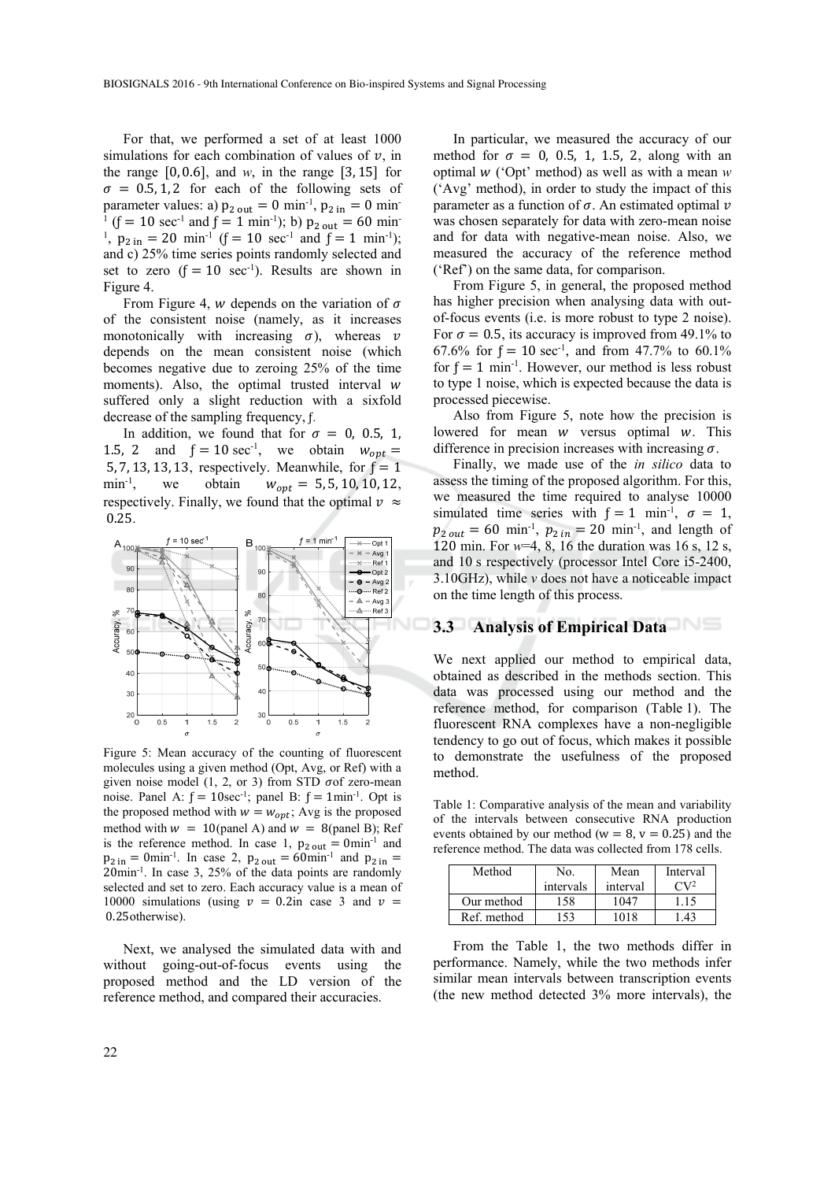For that, we performed a set of at least 1000 simulations for each combination of values of $v$, in the range $[0, 0.6]$, and $w$, in the range $[3, 15]$ for $\sigma = 0.5, 1, 2$ for each of the following sets of parameter values: a) $p_{2\ out} = 0$ min$^{-1}$, $p_{2\ in} = 0$ min$^{-1}$ ($\mathrm{f} = 10$ sec$^{-1}$ and $\mathrm{f} = 1$ min$^{-1}$); b) $p_{2\ out} = 60$ min$^{-1}$, $p_{2\ in} = 20$ min$^{-1}$ ($\mathrm{f} = 10$ sec$^{-1}$ and $\mathrm{f} = 1$ min$^{-1}$); and c) 25% time series points randomly selected and set to zero ($\mathrm{f} = 10$ sec$^{-1}$). Results are shown in Figure 4.

From Figure 4, $w$ depends on the variation of $\sigma$ of the consistent noise (namely, as it increases monotonically with increasing $\sigma$), whereas $v$ depends on the mean consistent noise (which becomes negative due to zeroing 25% of the time moments). Also, the optimal trusted interval $w$ suffered only a slight reduction with a sixfold decrease of the sampling frequency, f.

In addition, we found that for $\sigma = 0, 0.5, 1, 1.5, 2$ and $\mathrm{f} = 10$ sec$^{-1}$, we obtain $w_{opt} = 5, 7, 13, 13, 13$, respectively. Meanwhile, for $\mathrm{f} = 1$ min$^{-1}$, we obtain $w_{opt} = 5, 5, 10, 10, 12$, respectively. Finally, we found that the optimal $v \approx 0.25$.

Figure 5: Mean accuracy of the counting of fluorescent molecules using a given method (Opt, Avg, or Ref) with a given noise model (1, 2, or 3) from STD $\sigma$ of zero-mean noise. Panel A: $\mathrm{f} = 10$sec$^{-1}$; panel B: $\mathrm{f} = 1$min$^{-1}$. Opt is the proposed method with $w = w_{opt}$; Avg is the proposed method with $w = 10$(panel A) and $w = 8$(panel B); Ref is the reference method. In case 1, $p_{2\ out} = 0$min$^{-1}$ and $p_{2\ in} = 0$min$^{-1}$. In case 2, $p_{2\ out} = 60$min$^{-1}$ and $p_{2\ in} = 20$min$^{-1}$. In case 3, 25% of the data points are randomly selected and set to zero. Each accuracy value is a mean of 10000 simulations (using $v = 0.2$in case 3 and $v = 0.25$otherwise).

Next, we analysed the simulated data with and without going-out-of-focus events using the proposed method and the LD version of the reference method, and compared their accuracies.

In particular, we measured the accuracy of our method for $\sigma = 0, 0.5, 1, 1.5, 2$, along with an optimal $w$ ('Opt' method) as well as with a mean $w$ ('Avg' method), in order to study the impact of this parameter as a function of $\sigma$. An estimated optimal $v$ was chosen separately for data with zero-mean noise and for data with negative-mean noise. Also, we measured the accuracy of the reference method ('Ref') on the same data, for comparison.

From Figure 5, in general, the proposed method has higher precision when analysing data with out-of-focus events (i.e. is more robust to type 2 noise). For $\sigma = 0.5$, its accuracy is improved from 49.1% to 67.6% for $\mathrm{f} = 10$ sec$^{-1}$, and from 47.7% to 60.1% for $\mathrm{f} = 1$ min$^{-1}$. However, our method is less robust to type 1 noise, which is expected because the data is processed piecewise.

Also from Figure 5, note how the precision is lowered for mean $w$ versus optimal $w$. This difference in precision increases with increasing $\sigma$.

Finally, we made use of the *in silico* data to assess the timing of the proposed algorithm. For this, we measured the time required to analyse 10000 simulated time series with $\mathrm{f} = 1$ min$^{-1}$, $\sigma = 1$, $p_{2\ out} = 60$ min$^{-1}$, $p_{2\ in} = 20$ min$^{-1}$, and length of 120 min. For $w$=4, 8, 16 the duration was 16 s, 12 s, and 10 s respectively (processor Intel Core i5-2400, 3.10GHz), while $v$ does not have a noticeable impact on the time length of this process.

### 3.3 Analysis of Empirical Data

We next applied our method to empirical data, obtained as described in the methods section. This data was processed using our method and the reference method, for comparison (Table 1). The fluorescent RNA complexes have a non-negligible tendency to go out of focus, which makes it possible to demonstrate the usefulness of the proposed method.

Table 1: Comparative analysis of the mean and variability of the intervals between consecutive RNA production events obtained by our method (w = 8, v = 0.25) and the reference method. The data was collected from 178 cells.

| Method | No. intervals | Mean interval | Interval $CV^2$ |
|---|---|---|---|
| Our method | 158 | 1047 | 1.15 |
| Ref. method | 153 | 1018 | 1.43 |

From the Table 1, the two methods differ in performance. Namely, while the two methods infer similar mean intervals between transcription events (the new method detected 3% more intervals), the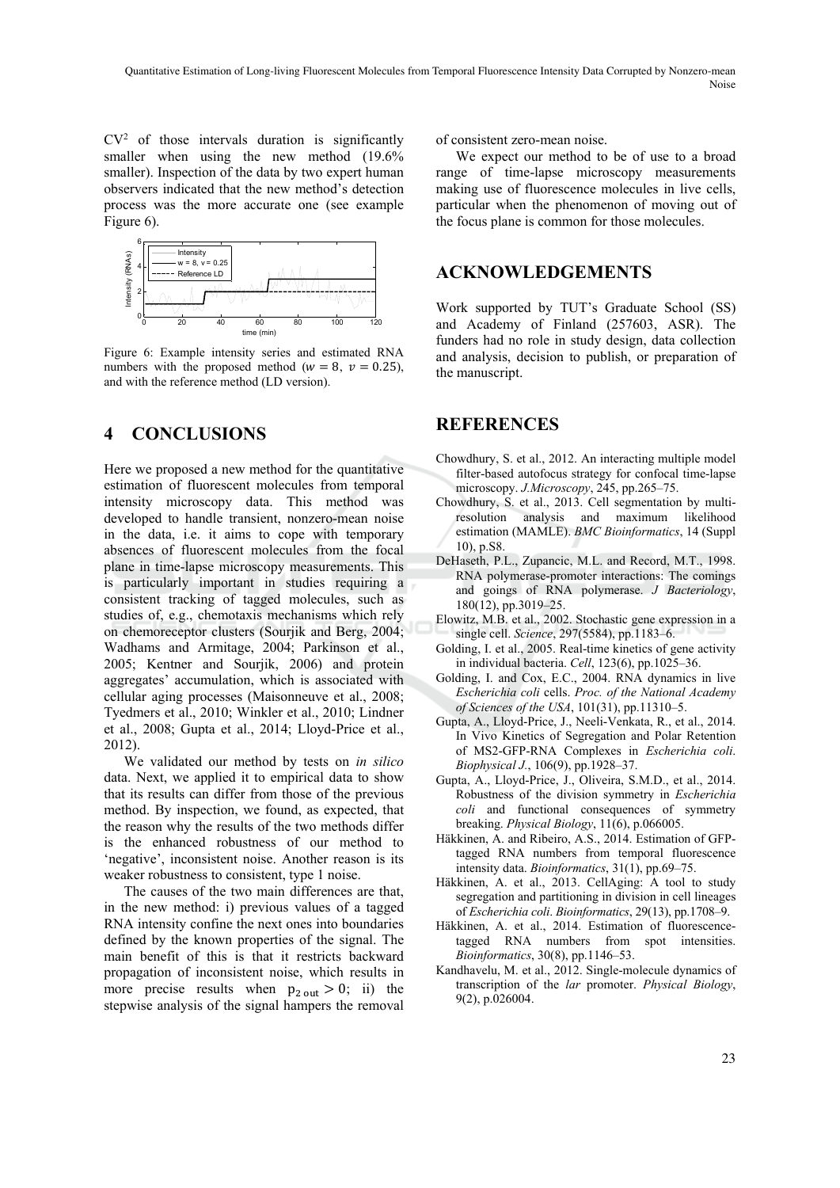$CV^2$ of those intervals duration is significantly smaller when using the new method (19.6% smaller). Inspection of the data by two expert human observers indicated that the new method's detection process was the more accurate one (see example Figure 6).

Figure 6: Example intensity series and estimated RNA numbers with the proposed method ($w = 8$, $v = 0.25$), and with the reference method (LD version).

## 4 CONCLUSIONS

Here we proposed a new method for the quantitative estimation of fluorescent molecules from temporal intensity microscopy data. This method was developed to handle transient, nonzero-mean noise in the data, i.e. it aims to cope with temporary absences of fluorescent molecules from the focal plane in time-lapse microscopy measurements. This is particularly important in studies requiring a consistent tracking of tagged molecules, such as studies of, e.g., chemotaxis mechanisms which rely on chemoreceptor clusters (Sourjik and Berg, 2004; Wadhams and Armitage, 2004; Parkinson et al., 2005; Kentner and Sourjik, 2006) and protein aggregates' accumulation, which is associated with cellular aging processes (Maisonneuve et al., 2008; Tyedmers et al., 2010; Winkler et al., 2010; Lindner et al., 2008; Gupta et al., 2014; Lloyd-Price et al., 2012).

We validated our method by tests on *in silico* data. Next, we applied it to empirical data to show that its results can differ from those of the previous method. By inspection, we found, as expected, that the reason why the results of the two methods differ is the enhanced robustness of our method to 'negative', inconsistent noise. Another reason is its weaker robustness to consistent, type 1 noise.

The causes of the two main differences are that, in the new method: i) previous values of a tagged RNA intensity confine the next ones into boundaries defined by the known properties of the signal. The main benefit of this is that it restricts backward propagation of inconsistent noise, which results in more precise results when $p_{2\,out} > 0$; ii) the stepwise analysis of the signal hampers the removal of consistent zero-mean noise.

We expect our method to be of use to a broad range of time-lapse microscopy measurements making use of fluorescence molecules in live cells, particular when the phenomenon of moving out of the focus plane is common for those molecules.

## ACKNOWLEDGEMENTS

Work supported by TUT's Graduate School (SS) and Academy of Finland (257603, ASR). The funders had no role in study design, data collection and analysis, decision to publish, or preparation of the manuscript.

## REFERENCES

Chowdhury, S. et al., 2012. An interacting multiple model filter-based autofocus strategy for confocal time-lapse microscopy. *J.Microscopy*, 245, pp.265–75.

Chowdhury, S. et al., 2013. Cell segmentation by multi-resolution analysis and maximum likelihood estimation (MAMLE). *BMC Bioinformatics*, 14 (Suppl 10), p.S8.

DeHaseth, P.L., Zupancic, M.L. and Record, M.T., 1998. RNA polymerase-promoter interactions: The comings and goings of RNA polymerase. *J Bacteriology*, 180(12), pp.3019–25.

Elowitz, M.B. et al., 2002. Stochastic gene expression in a single cell. *Science*, 297(5584), pp.1183–6.

Golding, I. et al., 2005. Real-time kinetics of gene activity in individual bacteria. *Cell*, 123(6), pp.1025–36.

Golding, I. and Cox, E.C., 2004. RNA dynamics in live *Escherichia coli* cells. *Proc. of the National Academy of Sciences of the USA*, 101(31), pp.11310–5.

Gupta, A., Lloyd-Price, J., Neeli-Venkata, R., et al., 2014. In Vivo Kinetics of Segregation and Polar Retention of MS2-GFP-RNA Complexes in *Escherichia coli*. *Biophysical J.*, 106(9), pp.1928–37.

Gupta, A., Lloyd-Price, J., Oliveira, S.M.D., et al., 2014. Robustness of the division symmetry in *Escherichia coli* and functional consequences of symmetry breaking. *Physical Biology*, 11(6), p.066005.

Häkkinen, A. and Ribeiro, A.S., 2014. Estimation of GFP-tagged RNA numbers from temporal fluorescence intensity data. *Bioinformatics*, 31(1), pp.69–75.

Häkkinen, A. et al., 2013. CellAging: A tool to study segregation and partitioning in division in cell lineages of *Escherichia coli*. *Bioinformatics*, 29(13), pp.1708–9.

Häkkinen, A. et al., 2014. Estimation of fluorescence-tagged RNA numbers from spot intensities. *Bioinformatics*, 30(8), pp.1146–53.

Kandhavelu, M. et al., 2012. Single-molecule dynamics of transcription of the *lar* promoter. *Physical Biology*, 9(2), p.026004.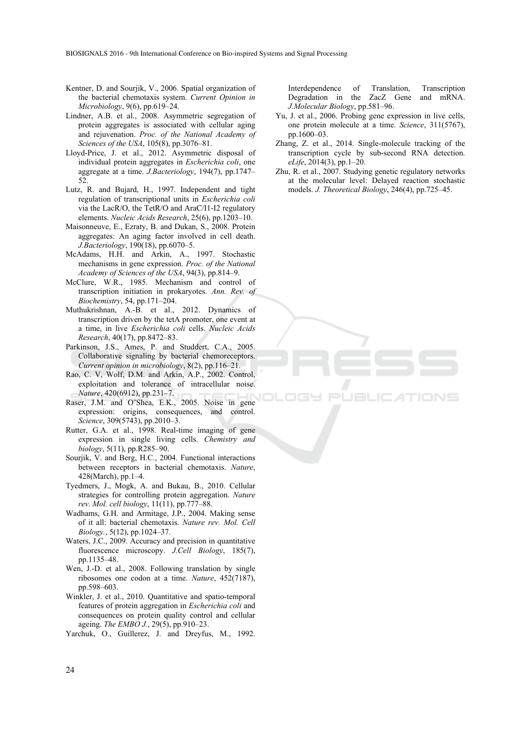Kentner, D. and Sourjik, V., 2006. Spatial organization of the bacterial chemotaxis system. *Current Opinion in Microbiology*, 9(6), pp.619–24.

Lindner, A.B. et al., 2008. Asymmetric segregation of protein aggregates is associated with cellular aging and rejuvenation. *Proc. of the National Academy of Sciences of the USA*, 105(8), pp.3076–81.

Lloyd-Price, J. et al., 2012. Asymmetric disposal of individual protein aggregates in *Escherichia coli*, one aggregate at a time. *J.Bacteriology*, 194(7), pp.1747–52.

Lutz, R. and Bujard, H., 1997. Independent and tight regulation of transcriptional units in *Escherichia coli* via the LacR/O, the TetR/O and AraC/I1-I2 regulatory elements. *Nucleic Acids Research*, 25(6), pp.1203–10.

Maisonneuve, E., Ezraty, B. and Dukan, S., 2008. Protein aggregates: An aging factor involved in cell death. *J.Bacteriology*, 190(18), pp.6070–5.

McAdams, H.H. and Arkin, A., 1997. Stochastic mechanisms in gene expression. *Proc. of the National Academy of Sciences of the USA*, 94(3), pp.814–9.

McClure, W.R., 1985. Mechanism and control of transcription initiation in prokaryotes. *Ann. Rev. of Biochemistry*, 54, pp.171–204.

Muthukrishnan, A.-B. et al., 2012. Dynamics of transcription driven by the tetA promoter, one event at a time, in live *Escherichia coli* cells. *Nucleic Acids Research*, 40(17), pp.8472–83.

Parkinson, J.S., Ames, P. and Studdert, C.A., 2005. Collaborative signaling by bacterial chemoreceptors. *Current opinion in microbiology*, 8(2), pp.116–21.

Rao, C. V, Wolf, D.M. and Arkin, A.P., 2002. Control, exploitation and tolerance of intracellular noise. *Nature*, 420(6912), pp.231–7.

Raser, J.M. and O'Shea, E.K., 2005. Noise in gene expression: origins, consequences, and control. *Science*, 309(5743), pp.2010–3.

Rutter, G.A. et al., 1998. Real-time imaging of gene expression in single living cells. *Chemistry and biology*, 5(11), pp.R285–90.

Sourjik, V. and Berg, H.C., 2004. Functional interactions between receptors in bacterial chemotaxis. *Nature*, 428(March), pp.1–4.

Tyedmers, J., Mogk, A. and Bukau, B., 2010. Cellular strategies for controlling protein aggregation. *Nature rev. Mol. cell biology*, 11(11), pp.777–88.

Wadhams, G.H. and Armitage, J.P., 2004. Making sense of it all: bacterial chemotaxis. *Nature rev. Mol. Cell Biology.*, 5(12), pp.1024–37.

Waters, J.C., 2009. Accuracy and precision in quantitative fluorescence microscopy. *J.Cell Biology*, 185(7), pp.1135–48.

Wen, J.-D. et al., 2008. Following translation by single ribosomes one codon at a time. *Nature*, 452(7187), pp.598–603.

Winkler, J. et al., 2010. Quantitative and spatio-temporal features of protein aggregation in *Escherichia coli* and consequences on protein quality control and cellular ageing. *The EMBO J.*, 29(5), pp.910–23.

Yarchuk, O., Guillerez, J. and Dreyfus, M., 1992. Interdependence of Translation, Transcription Degradation in the ZacZ Gene and mRNA. *J.Molecular Biology*, pp.581–96.

Yu, J. et al., 2006. Probing gene expression in live cells, one protein molecule at a time. *Science*, 311(5767), pp.1600–03.

Zhang, Z. et al., 2014. Single-molecule tracking of the transcription cycle by sub-second RNA detection. *eLife*, 2014(3), pp.1–20.

Zhu, R. et al., 2007. Studying genetic regulatory networks at the molecular level: Delayed reaction stochastic models. *J. Theoretical Biology*, 246(4), pp.725–45.